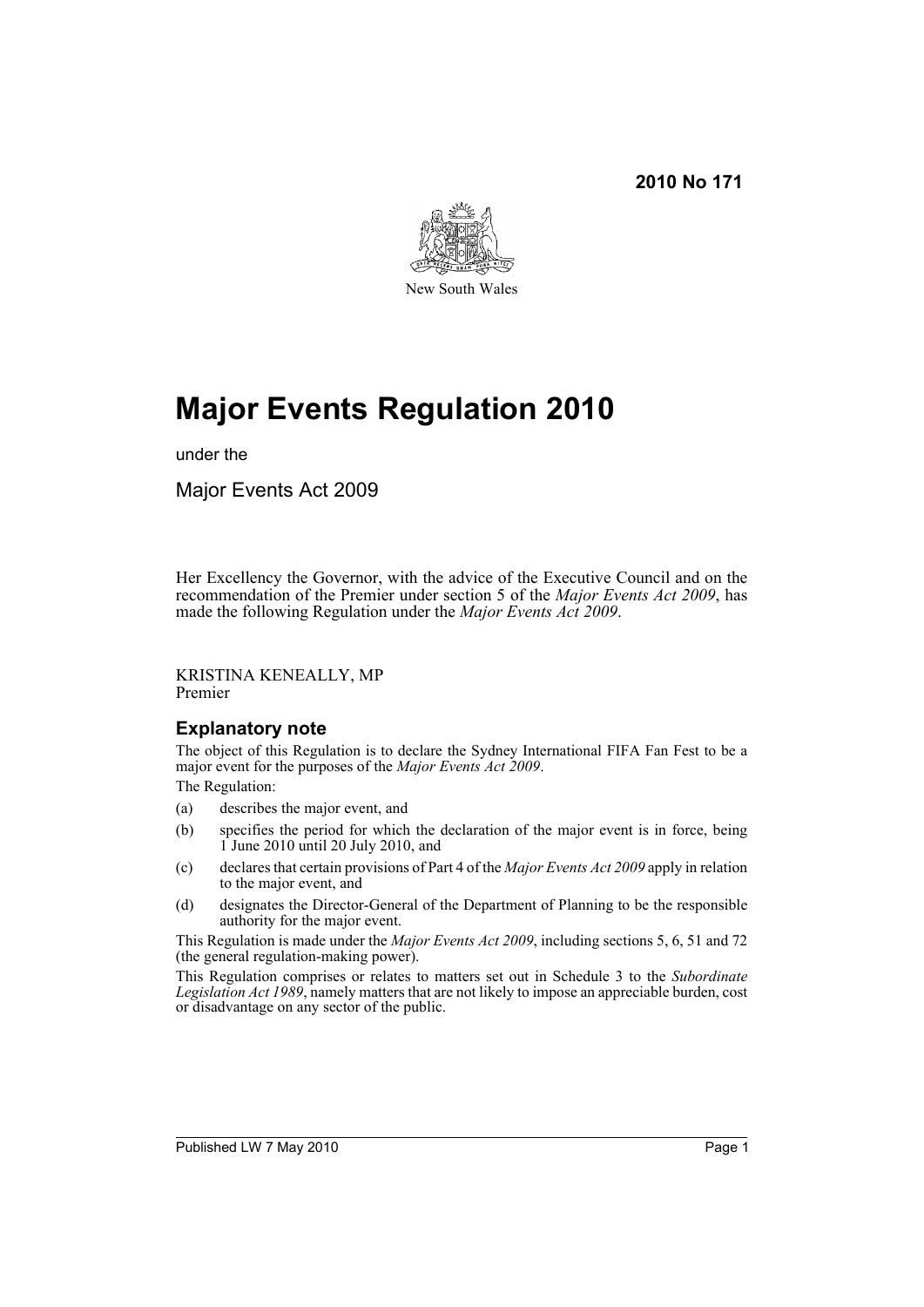**2010 No 171**

New South Wales

# Major Events Regulation 2010

under the

Major Events Act 2009

Her Excellency the Governor, with the advice of the Executive Council and on the recommendation of the Premier under section 5 of the *Major Events Act 2009*, has made the following Regulation under the *Major Events Act 2009*.

KRISTINA KENEALLY, MP
Premier

## Explanatory note

The object of this Regulation is to declare the Sydney International FIFA Fan Fest to be a major event for the purposes of the *Major Events Act 2009*.

The Regulation:

(a) describes the major event, and

(b) specifies the period for which the declaration of the major event is in force, being 1 June 2010 until 20 July 2010, and

(c) declares that certain provisions of Part 4 of the *Major Events Act 2009* apply in relation to the major event, and

(d) designates the Director-General of the Department of Planning to be the responsible authority for the major event.

This Regulation is made under the *Major Events Act 2009*, including sections 5, 6, 51 and 72 (the general regulation-making power).

This Regulation comprises or relates to matters set out in Schedule 3 to the *Subordinate Legislation Act 1989*, namely matters that are not likely to impose an appreciable burden, cost or disadvantage on any sector of the public.

Published LW 7 May 2010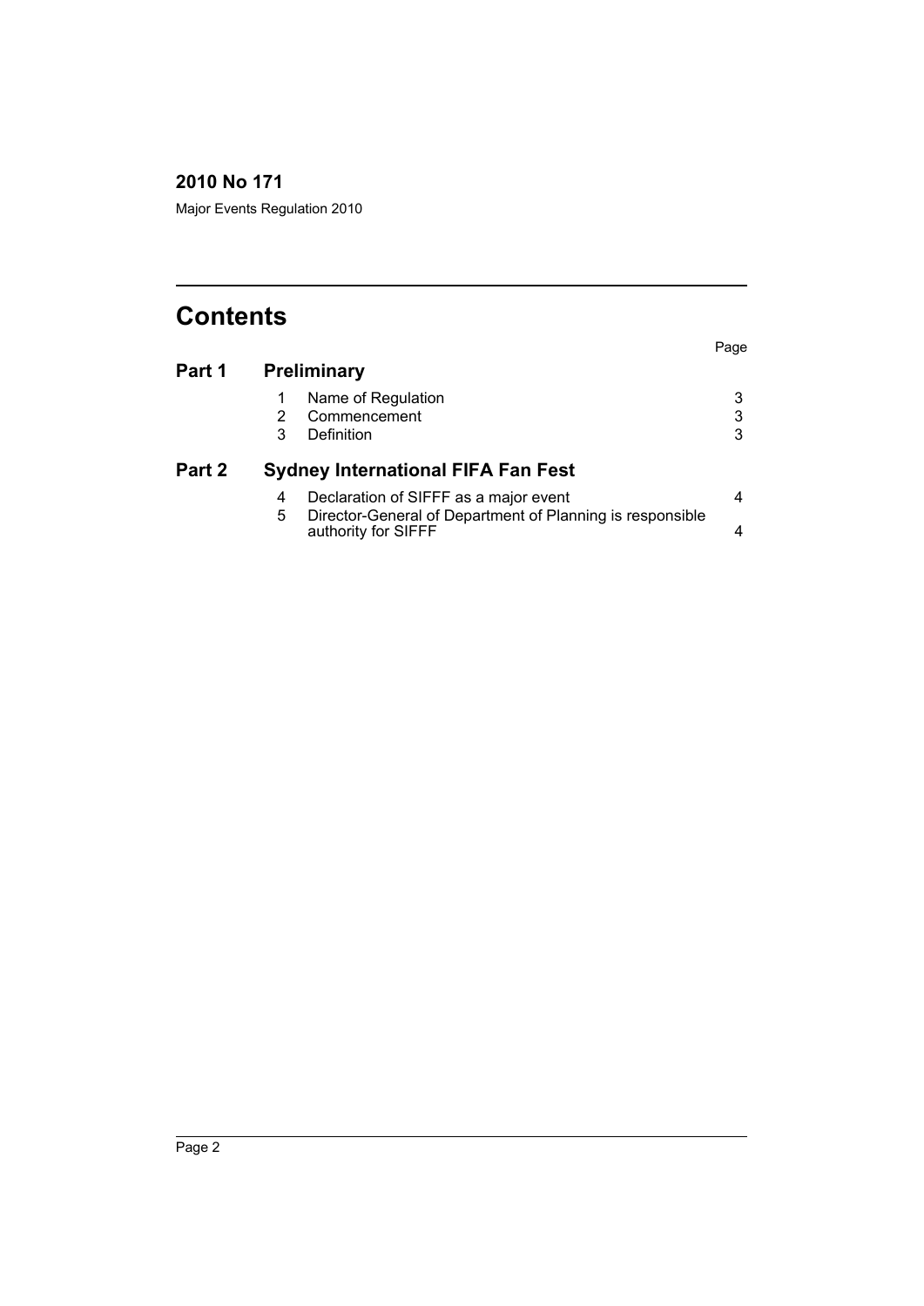## 2010 No 171

Major Events Regulation 2010

# Contents

| | | | Page |
|---|---|---|---|
| **Part 1** | **Preliminary** | | |
| | 1 | Name of Regulation | 3 |
| | 2 | Commencement | 3 |
| | 3 | Definition | 3 |
| **Part 2** | **Sydney International FIFA Fan Fest** | | |
| | 4 | Declaration of SIFFF as a major event | 4 |
| | 5 | Director-General of Department of Planning is responsible authority for SIFFF | 4 |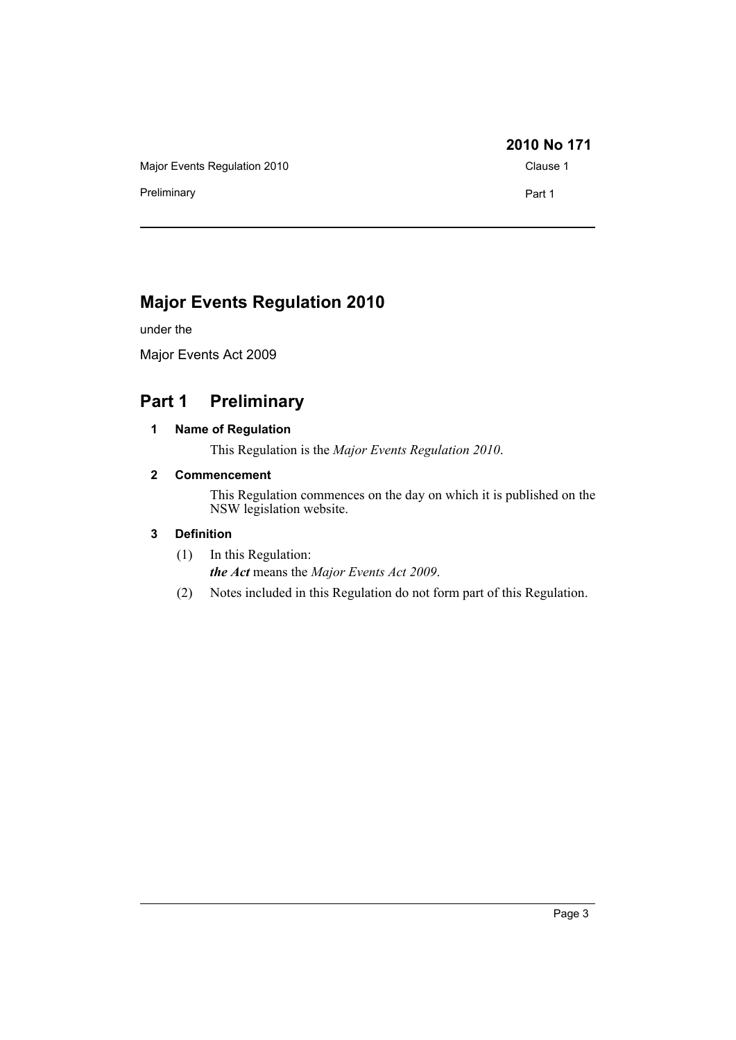# Major Events Regulation 2010

under the

Major Events Act 2009

## Part 1 Preliminary

### 1 Name of Regulation

This Regulation is the *Major Events Regulation 2010*.

### 2 Commencement

This Regulation commences on the day on which it is published on the NSW legislation website.

### 3 Definition

(1) In this Regulation:

***the Act*** means the *Major Events Act 2009*.

(2) Notes included in this Regulation do not form part of this Regulation.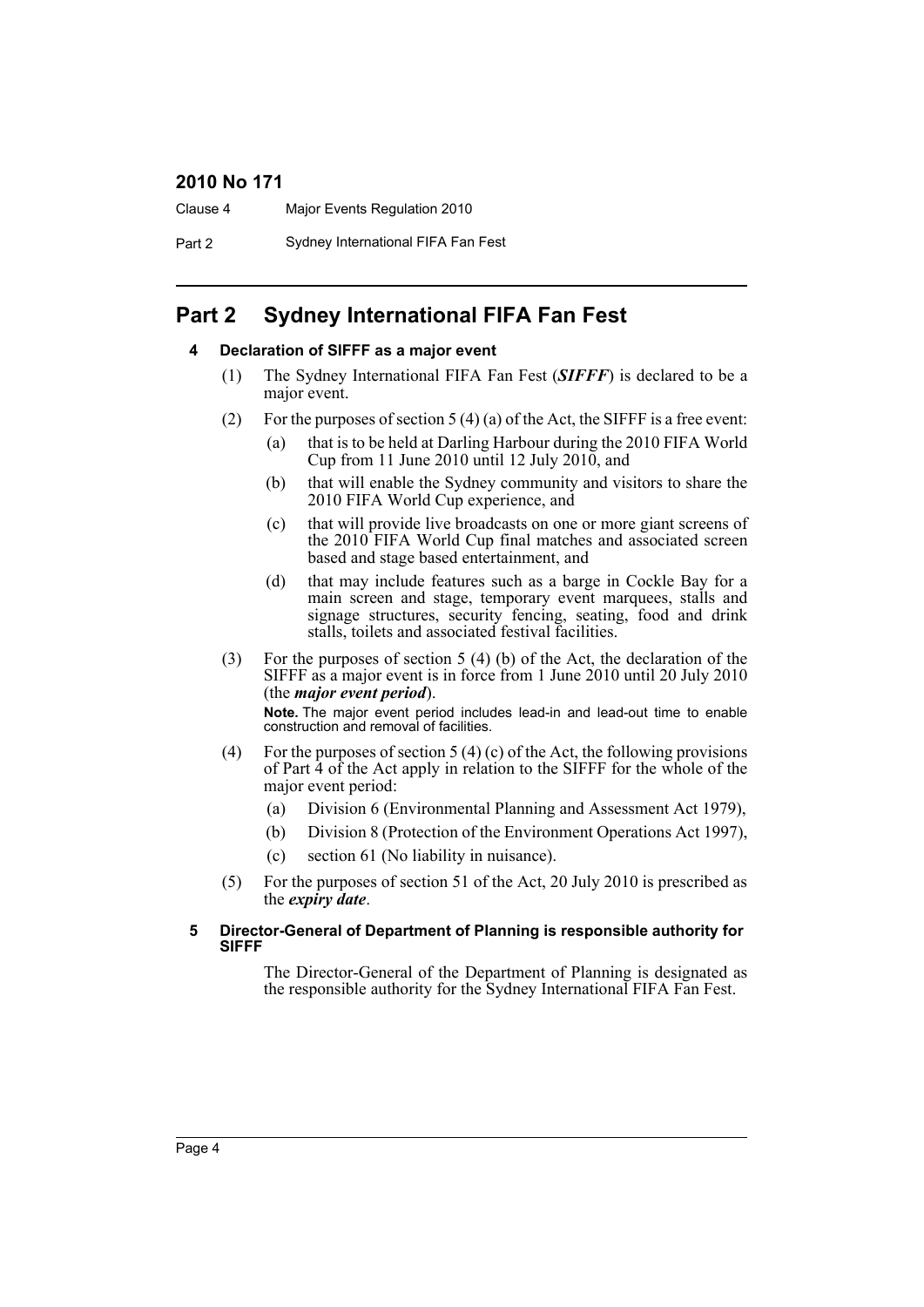## Part 2 Sydney International FIFA Fan Fest

### 4 Declaration of SIFFF as a major event

(1) The Sydney International FIFA Fan Fest (***SIFFF***) is declared to be a major event.

(2) For the purposes of section 5 (4) (a) of the Act, the SIFFF is a free event:

- (a) that is to be held at Darling Harbour during the 2010 FIFA World Cup from 11 June 2010 until 12 July 2010, and
- (b) that will enable the Sydney community and visitors to share the 2010 FIFA World Cup experience, and
- (c) that will provide live broadcasts on one or more giant screens of the 2010 FIFA World Cup final matches and associated screen based and stage based entertainment, and
- (d) that may include features such as a barge in Cockle Bay for a main screen and stage, temporary event marquees, stalls and signage structures, security fencing, seating, food and drink stalls, toilets and associated festival facilities.

(3) For the purposes of section 5 (4) (b) of the Act, the declaration of the SIFFF as a major event is in force from 1 June 2010 until 20 July 2010 (the ***major event period***).

**Note.** The major event period includes lead-in and lead-out time to enable construction and removal of facilities.

(4) For the purposes of section 5 (4) (c) of the Act, the following provisions of Part 4 of the Act apply in relation to the SIFFF for the whole of the major event period:

- (a) Division 6 (Environmental Planning and Assessment Act 1979),
- (b) Division 8 (Protection of the Environment Operations Act 1997),
- (c) section 61 (No liability in nuisance).

(5) For the purposes of section 51 of the Act, 20 July 2010 is prescribed as the ***expiry date***.

### 5 Director-General of Department of Planning is responsible authority for SIFFF

The Director-General of the Department of Planning is designated as the responsible authority for the Sydney International FIFA Fan Fest.